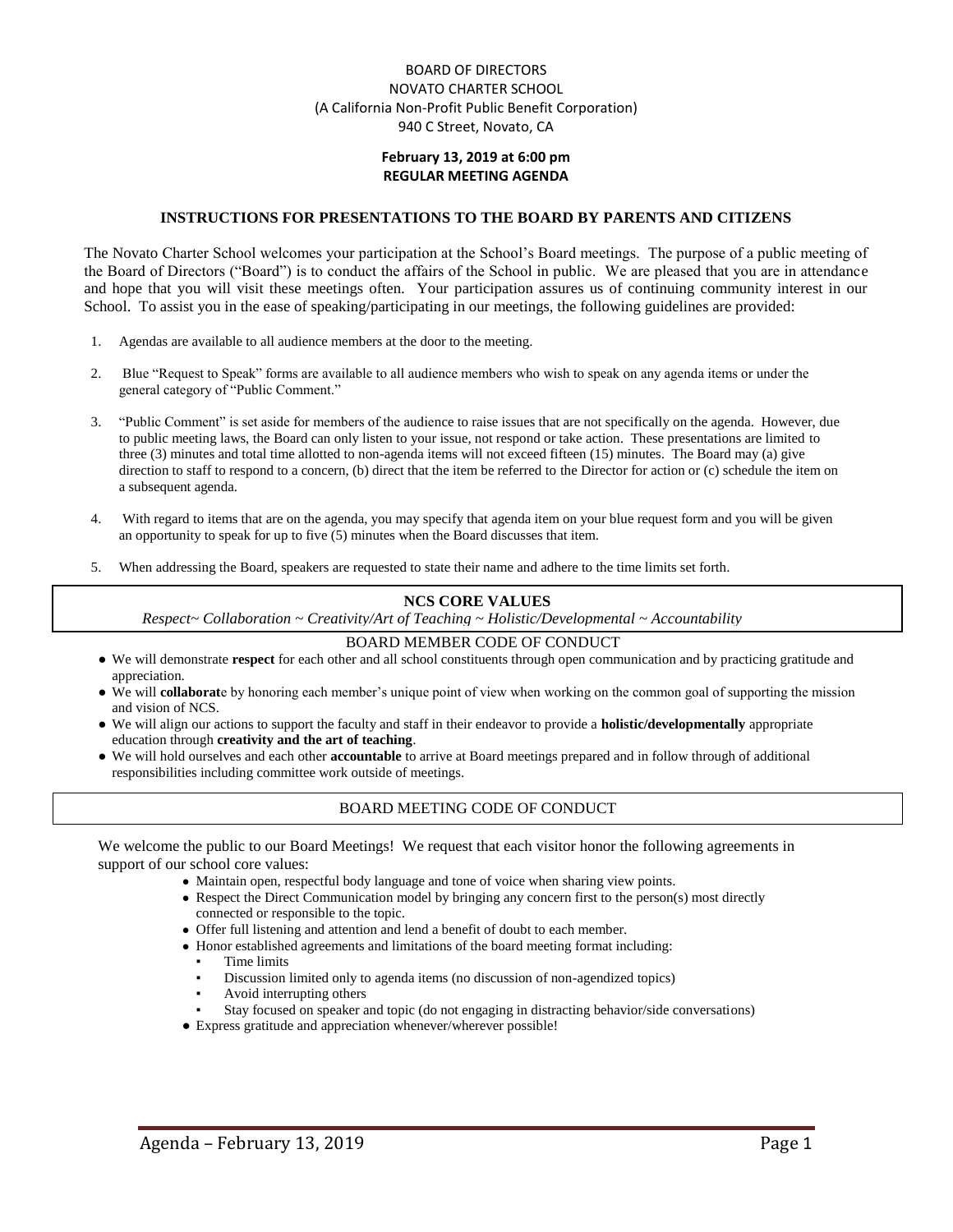BOARD OF DIRECTORS
NOVATO CHARTER SCHOOL
(A California Non-Profit Public Benefit Corporation)
940 C Street, Novato, CA

**February 13, 2019 at 6:00 pm**
**REGULAR MEETING AGENDA**

## INSTRUCTIONS FOR PRESENTATIONS TO THE BOARD BY PARENTS AND CITIZENS

The Novato Charter School welcomes your participation at the School's Board meetings. The purpose of a public meeting of the Board of Directors ("Board") is to conduct the affairs of the School in public. We are pleased that you are in attendance and hope that you will visit these meetings often. Your participation assures us of continuing community interest in our School. To assist you in the ease of speaking/participating in our meetings, the following guidelines are provided:

1. Agendas are available to all audience members at the door to the meeting.
2. Blue "Request to Speak" forms are available to all audience members who wish to speak on any agenda items or under the general category of "Public Comment."
3. "Public Comment" is set aside for members of the audience to raise issues that are not specifically on the agenda. However, due to public meeting laws, the Board can only listen to your issue, not respond or take action. These presentations are limited to three (3) minutes and total time allotted to non-agenda items will not exceed fifteen (15) minutes. The Board may (a) give direction to staff to respond to a concern, (b) direct that the item be referred to the Director for action or (c) schedule the item on a subsequent agenda.
4. With regard to items that are on the agenda, you may specify that agenda item on your blue request form and you will be given an opportunity to speak for up to five (5) minutes when the Board discusses that item.
5. When addressing the Board, speakers are requested to state their name and adhere to the time limits set forth.

**NCS CORE VALUES**
*Respect~ Collaboration ~ Creativity/Art of Teaching ~ Holistic/Developmental ~ Accountability*

## BOARD MEMBER CODE OF CONDUCT

- We will demonstrate **respect** for each other and all school constituents through open communication and by practicing gratitude and appreciation.
- We will **collaborat**e by honoring each member's unique point of view when working on the common goal of supporting the mission and vision of NCS.
- We will align our actions to support the faculty and staff in their endeavor to provide a **holistic/developmentally** appropriate education through **creativity and the art of teaching**.
- We will hold ourselves and each other **accountable** to arrive at Board meetings prepared and in follow through of additional responsibilities including committee work outside of meetings.

## BOARD MEETING CODE OF CONDUCT

We welcome the public to our Board Meetings! We request that each visitor honor the following agreements in support of our school core values:

- Maintain open, respectful body language and tone of voice when sharing view points.
- Respect the Direct Communication model by bringing any concern first to the person(s) most directly connected or responsible to the topic.
- Offer full listening and attention and lend a benefit of doubt to each member.
- Honor established agreements and limitations of the board meeting format including:
  - Time limits
  - Discussion limited only to agenda items (no discussion of non-agendized topics)
  - Avoid interrupting others
  - Stay focused on speaker and topic (do not engaging in distracting behavior/side conversations)
- Express gratitude and appreciation whenever/wherever possible!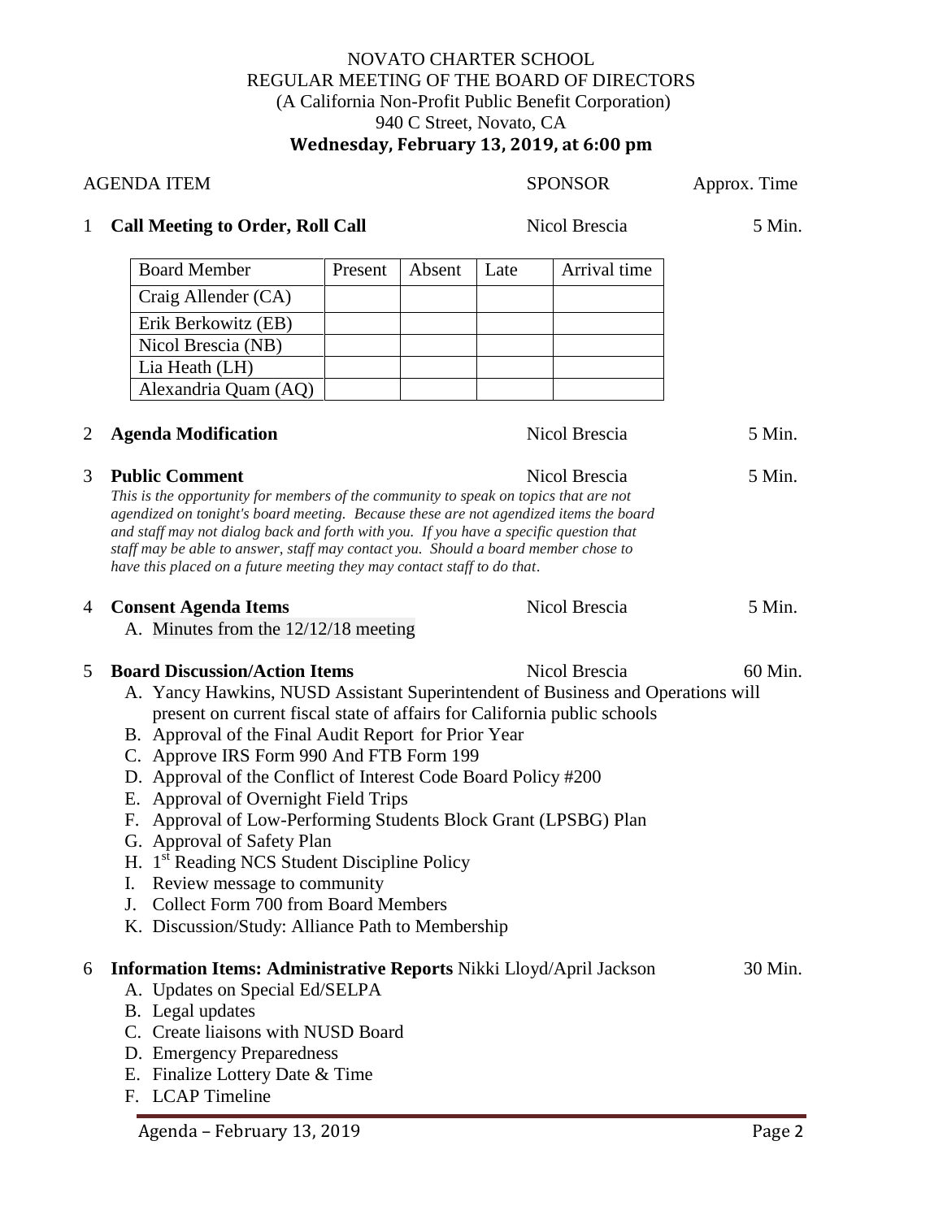# NOVATO CHARTER SCHOOL
## REGULAR MEETING OF THE BOARD OF DIRECTORS
(A California Non-Profit Public Benefit Corporation)
940 C Street, Novato, CA
**Wednesday, February 13, 2019, at 6:00 pm**

| AGENDA ITEM | SPONSOR | Approx. Time |
|---|---|---|
| 1 **Call Meeting to Order, Roll Call** | Nicol Brescia | 5 Min. |

| Board Member | Present | Absent | Late | Arrival time |
|---|---|---|---|---|
| Craig Allender (CA) | | | | |
| Erik Berkowitz (EB) | | | | |
| Nicol Brescia (NB) | | | | |
| Lia Heath (LH) | | | | |
| Alexandria Quam (AQ) | | | | |

2 **Agenda Modification** — Nicol Brescia — 5 Min.

3 **Public Comment** — Nicol Brescia — 5 Min.

*This is the opportunity for members of the community to speak on topics that are not agendized on tonight's board meeting. Because these are not agendized items the board and staff may not dialog back and forth with you. If you have a specific question that staff may be able to answer, staff may contact you. Should a board member chose to have this placed on a future meeting they may contact staff to do that.*

4 **Consent Agenda Items** — Nicol Brescia — 5 Min.

A. Minutes from the 12/12/18 meeting

5 **Board Discussion/Action Items** — Nicol Brescia — 60 Min.

A. Yancy Hawkins, NUSD Assistant Superintendent of Business and Operations will present on current fiscal state of affairs for California public schools
B. Approval of the Final Audit Report for Prior Year
C. Approve IRS Form 990 And FTB Form 199
D. Approval of the Conflict of Interest Code Board Policy #200
E. Approval of Overnight Field Trips
F. Approval of Low-Performing Students Block Grant (LPSBG) Plan
G. Approval of Safety Plan
H. 1st Reading NCS Student Discipline Policy
I. Review message to community
J. Collect Form 700 from Board Members
K. Discussion/Study: Alliance Path to Membership

6 **Information Items: Administrative Reports** Nikki Lloyd/April Jackson — 30 Min.

A. Updates on Special Ed/SELPA
B. Legal updates
C. Create liaisons with NUSD Board
D. Emergency Preparedness
E. Finalize Lottery Date & Time
F. LCAP Timeline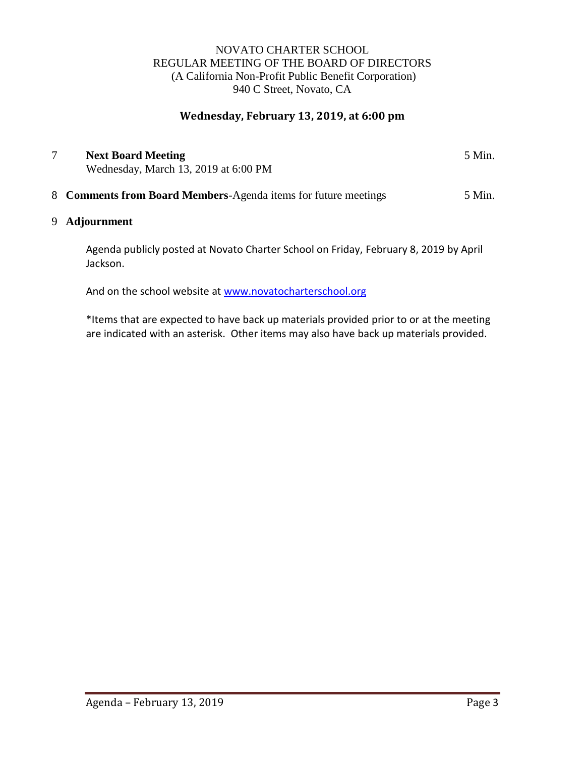NOVATO CHARTER SCHOOL
REGULAR MEETING OF THE BOARD OF DIRECTORS
(A California Non-Profit Public Benefit Corporation)
940 C Street, Novato, CA

**Wednesday, February 13, 2019, at 6:00 pm**

7 **Next Board Meeting** 5 Min.
Wednesday, March 13, 2019 at 6:00 PM

8 **Comments from Board Members**-Agenda items for future meetings 5 Min.

9 **Adjournment**

Agenda publicly posted at Novato Charter School on Friday, February 8, 2019 by April Jackson.

And on the school website at www.novatocharterschool.org

*Items that are expected to have back up materials provided prior to or at the meeting are indicated with an asterisk. Other items may also have back up materials provided.